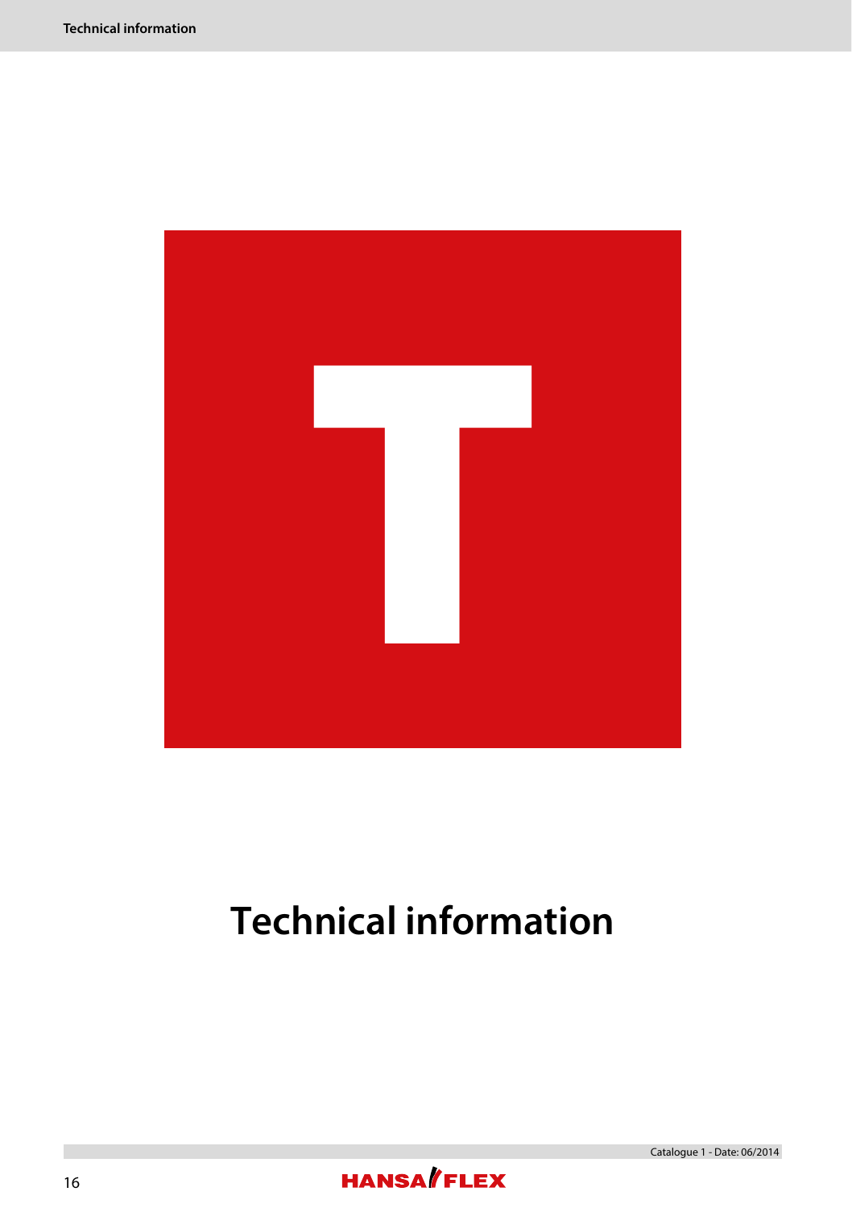# Technical information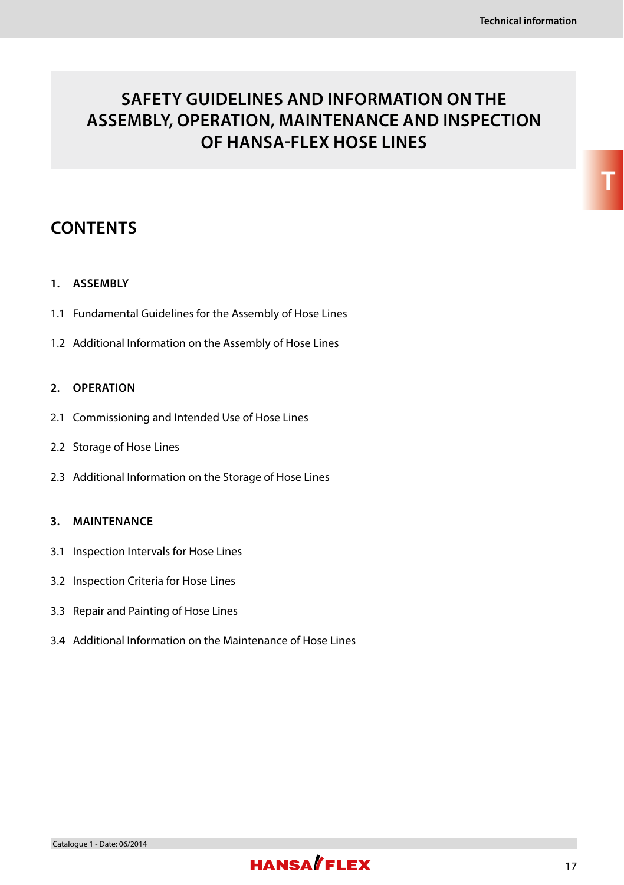# SAFETY GUIDELINES AND INFORMATION ON THE ASSEMBLY, OPERATION, MAINTENANCE AND INSPECTION OF HANSA-FLEX HOSE LINES

## CONTENTS

**1. ASSEMBLY**

1.1 Fundamental Guidelines for the Assembly of Hose Lines

1.2 Additional Information on the Assembly of Hose Lines

**2. OPERATION**

2.1 Commissioning and Intended Use of Hose Lines

2.2 Storage of Hose Lines

2.3 Additional Information on the Storage of Hose Lines

**3. MAINTENANCE**

3.1 Inspection Intervals for Hose Lines

3.2 Inspection Criteria for Hose Lines

3.3 Repair and Painting of Hose Lines

3.4 Additional Information on the Maintenance of Hose Lines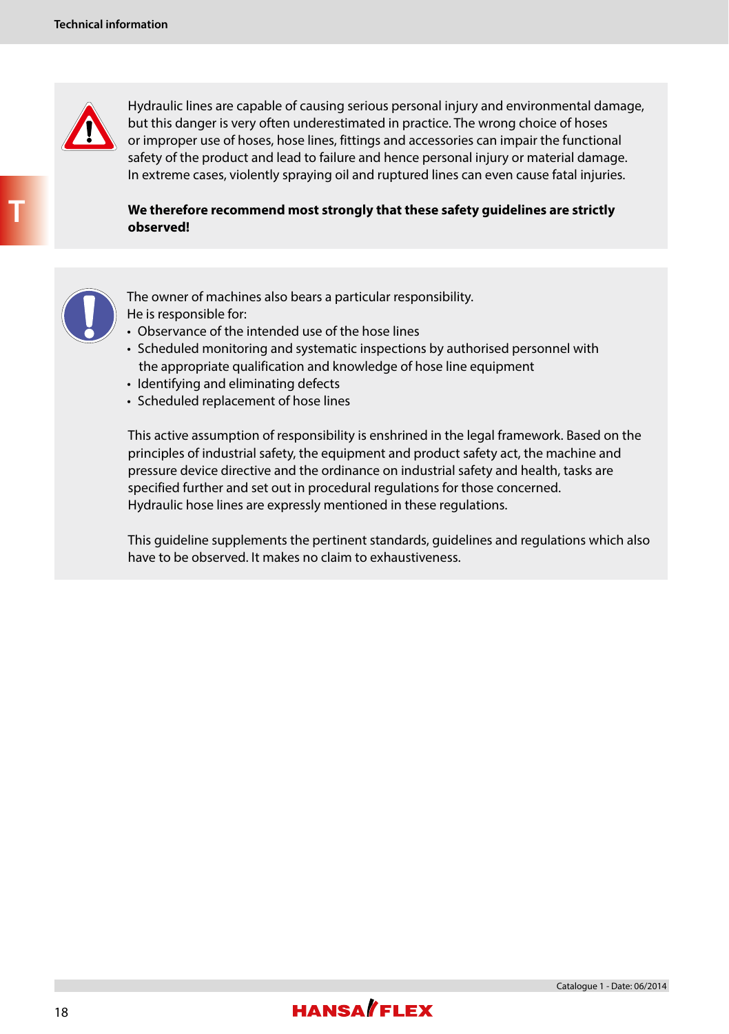Hydraulic lines are capable of causing serious personal injury and environmental damage, but this danger is very often underestimated in practice. The wrong choice of hoses or improper use of hoses, hose lines, fittings and accessories can impair the functional safety of the product and lead to failure and hence personal injury or material damage. In extreme cases, violently spraying oil and ruptured lines can even cause fatal injuries.

**We therefore recommend most strongly that these safety guidelines are strictly observed!**

The owner of machines also bears a particular responsibility.
He is responsible for:

- Observance of the intended use of the hose lines
- Scheduled monitoring and systematic inspections by authorised personnel with the appropriate qualification and knowledge of hose line equipment
- Identifying and eliminating defects
- Scheduled replacement of hose lines

This active assumption of responsibility is enshrined in the legal framework. Based on the principles of industrial safety, the equipment and product safety act, the machine and pressure device directive and the ordinance on industrial safety and health, tasks are specified further and set out in procedural regulations for those concerned.
Hydraulic hose lines are expressly mentioned in these regulations.

This guideline supplements the pertinent standards, guidelines and regulations which also have to be observed. It makes no claim to exhaustiveness.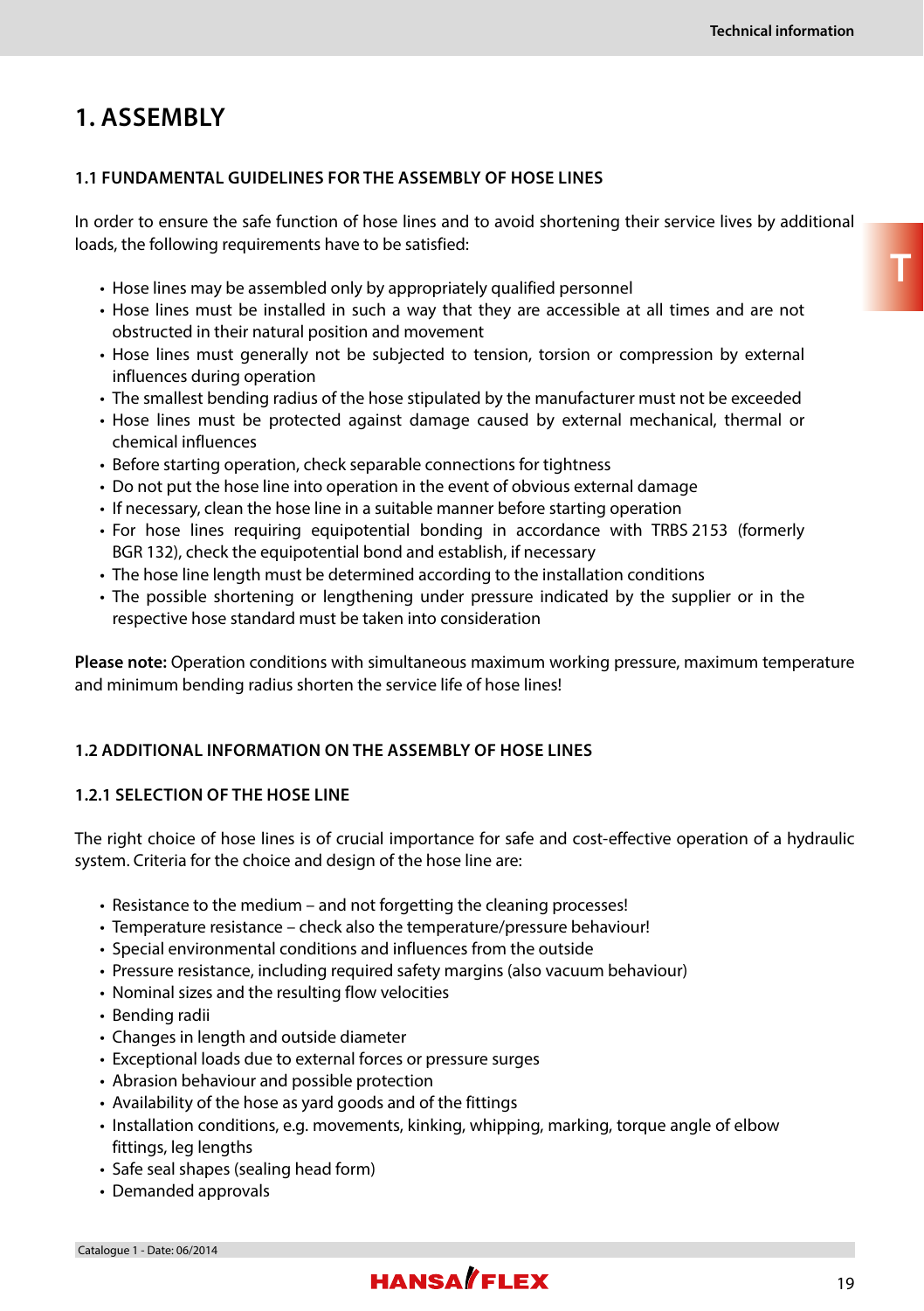# 1. ASSEMBLY

### 1.1 FUNDAMENTAL GUIDELINES FOR THE ASSEMBLY OF HOSE LINES

In order to ensure the safe function of hose lines and to avoid shortening their service lives by additional loads, the following requirements have to be satisfied:

- Hose lines may be assembled only by appropriately qualified personnel
- Hose lines must be installed in such a way that they are accessible at all times and are not obstructed in their natural position and movement
- Hose lines must generally not be subjected to tension, torsion or compression by external influences during operation
- The smallest bending radius of the hose stipulated by the manufacturer must not be exceeded
- Hose lines must be protected against damage caused by external mechanical, thermal or chemical influences
- Before starting operation, check separable connections for tightness
- Do not put the hose line into operation in the event of obvious external damage
- If necessary, clean the hose line in a suitable manner before starting operation
- For hose lines requiring equipotential bonding in accordance with TRBS 2153 (formerly BGR 132), check the equipotential bond and establish, if necessary
- The hose line length must be determined according to the installation conditions
- The possible shortening or lengthening under pressure indicated by the supplier or in the respective hose standard must be taken into consideration

**Please note:** Operation conditions with simultaneous maximum working pressure, maximum temperature and minimum bending radius shorten the service life of hose lines!

### 1.2 ADDITIONAL INFORMATION ON THE ASSEMBLY OF HOSE LINES

#### 1.2.1 SELECTION OF THE HOSE LINE

The right choice of hose lines is of crucial importance for safe and cost-effective operation of a hydraulic system. Criteria for the choice and design of the hose line are:

- Resistance to the medium – and not forgetting the cleaning processes!
- Temperature resistance – check also the temperature/pressure behaviour!
- Special environmental conditions and influences from the outside
- Pressure resistance, including required safety margins (also vacuum behaviour)
- Nominal sizes and the resulting flow velocities
- Bending radii
- Changes in length and outside diameter
- Exceptional loads due to external forces or pressure surges
- Abrasion behaviour and possible protection
- Availability of the hose as yard goods and of the fittings
- Installation conditions, e.g. movements, kinking, whipping, marking, torque angle of elbow fittings, leg lengths
- Safe seal shapes (sealing head form)
- Demanded approvals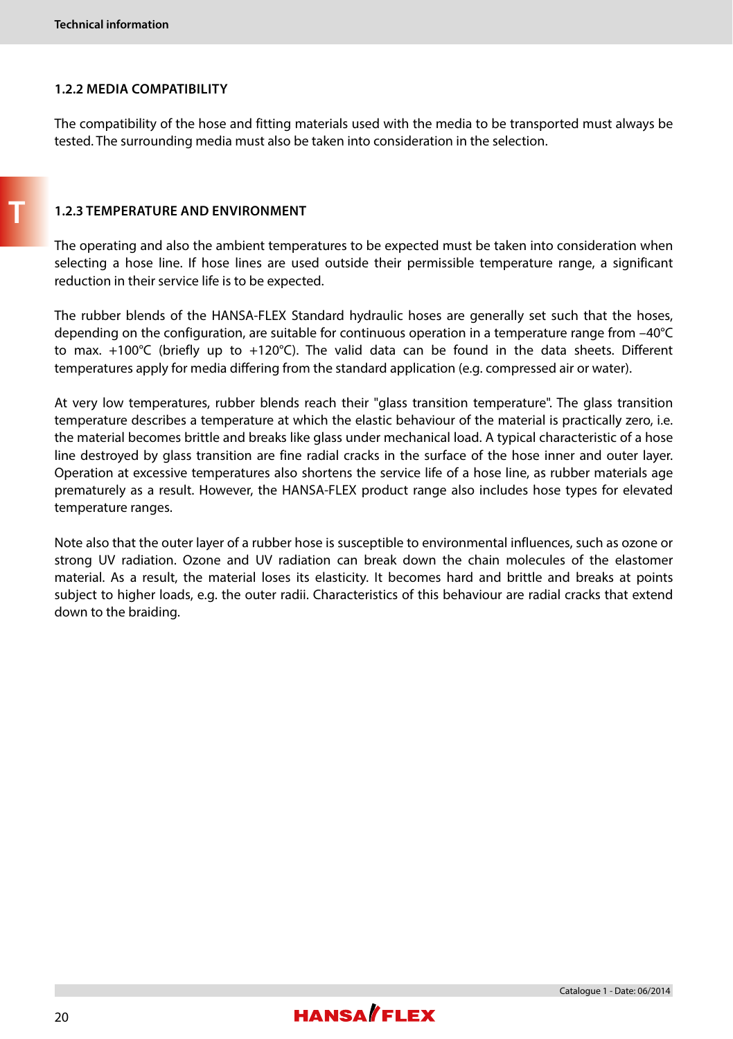### 1.2.2 MEDIA COMPATIBILITY

The compatibility of the hose and fitting materials used with the media to be transported must always be tested. The surrounding media must also be taken into consideration in the selection.

### 1.2.3 TEMPERATURE AND ENVIRONMENT

The operating and also the ambient temperatures to be expected must be taken into consideration when selecting a hose line. If hose lines are used outside their permissible temperature range, a significant reduction in their service life is to be expected.

The rubber blends of the HANSA-FLEX Standard hydraulic hoses are generally set such that the hoses, depending on the configuration, are suitable for continuous operation in a temperature range from –40°C to max. +100°C (briefly up to +120°C). The valid data can be found in the data sheets. Different temperatures apply for media differing from the standard application (e.g. compressed air or water).

At very low temperatures, rubber blends reach their "glass transition temperature". The glass transition temperature describes a temperature at which the elastic behaviour of the material is practically zero, i.e. the material becomes brittle and breaks like glass under mechanical load. A typical characteristic of a hose line destroyed by glass transition are fine radial cracks in the surface of the hose inner and outer layer. Operation at excessive temperatures also shortens the service life of a hose line, as rubber materials age prematurely as a result. However, the HANSA-FLEX product range also includes hose types for elevated temperature ranges.

Note also that the outer layer of a rubber hose is susceptible to environmental influences, such as ozone or strong UV radiation. Ozone and UV radiation can break down the chain molecules of the elastomer material. As a result, the material loses its elasticity. It becomes hard and brittle and breaks at points subject to higher loads, e.g. the outer radii. Characteristics of this behaviour are radial cracks that extend down to the braiding.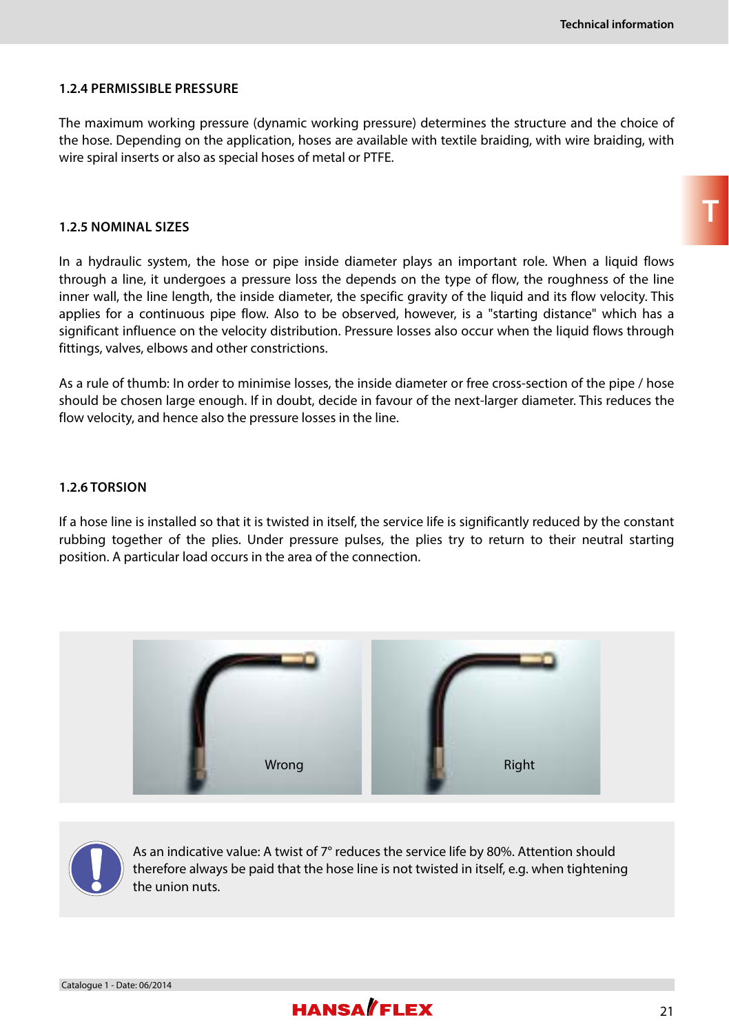### 1.2.4 PERMISSIBLE PRESSURE

The maximum working pressure (dynamic working pressure) determines the structure and the choice of the hose. Depending on the application, hoses are available with textile braiding, with wire braiding, with wire spiral inserts or also as special hoses of metal or PTFE.

### 1.2.5 NOMINAL SIZES

In a hydraulic system, the hose or pipe inside diameter plays an important role. When a liquid flows through a line, it undergoes a pressure loss the depends on the type of flow, the roughness of the line inner wall, the line length, the inside diameter, the specific gravity of the liquid and its flow velocity. This applies for a continuous pipe flow. Also to be observed, however, is a "starting distance" which has a significant influence on the velocity distribution. Pressure losses also occur when the liquid flows through fittings, valves, elbows and other constrictions.

As a rule of thumb: In order to minimise losses, the inside diameter or free cross-section of the pipe / hose should be chosen large enough. If in doubt, decide in favour of the next-larger diameter. This reduces the flow velocity, and hence also the pressure losses in the line.

### 1.2.6 TORSION

If a hose line is installed so that it is twisted in itself, the service life is significantly reduced by the constant rubbing together of the plies. Under pressure pulses, the plies try to return to their neutral starting position. A particular load occurs in the area of the connection.

Wrong

Right

As an indicative value: A twist of 7° reduces the service life by 80%. Attention should therefore always be paid that the hose line is not twisted in itself, e.g. when tightening the union nuts.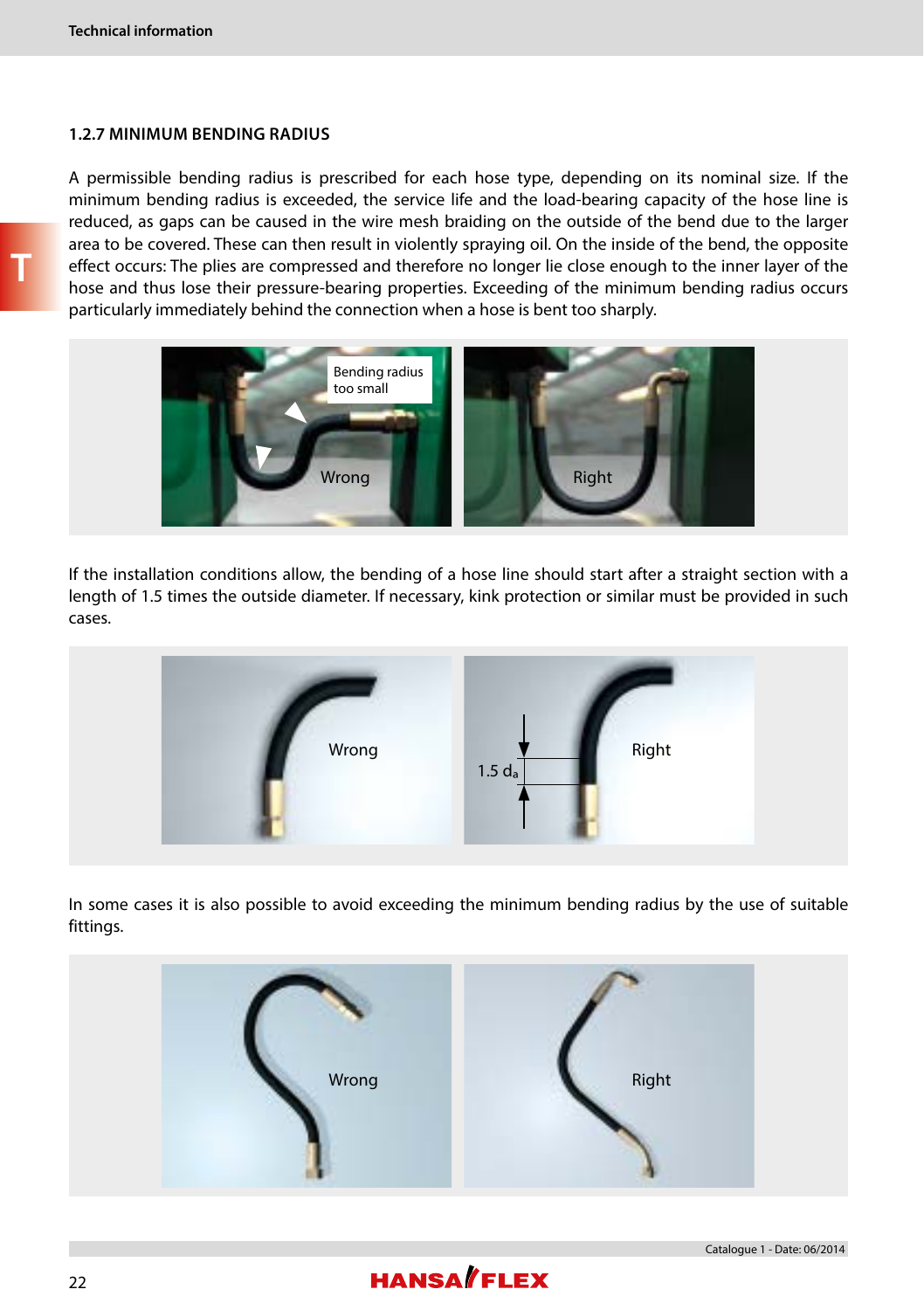### 1.2.7 MINIMUM BENDING RADIUS

A permissible bending radius is prescribed for each hose type, depending on its nominal size. If the minimum bending radius is exceeded, the service life and the load-bearing capacity of the hose line is reduced, as gaps can be caused in the wire mesh braiding on the outside of the bend due to the larger area to be covered. These can then result in violently spraying oil. On the inside of the bend, the opposite effect occurs: The plies are compressed and therefore no longer lie close enough to the inner layer of the hose and thus lose their pressure-bearing properties. Exceeding of the minimum bending radius occurs particularly immediately behind the connection when a hose is bent too sharply.

Bending radius too small

Wrong

Right

If the installation conditions allow, the bending of a hose line should start after a straight section with a length of 1.5 times the outside diameter. If necessary, kink protection or similar must be provided in such cases.

Wrong

$1.5\ d_a$

Right

In some cases it is also possible to avoid exceeding the minimum bending radius by the use of suitable fittings.

Wrong

Right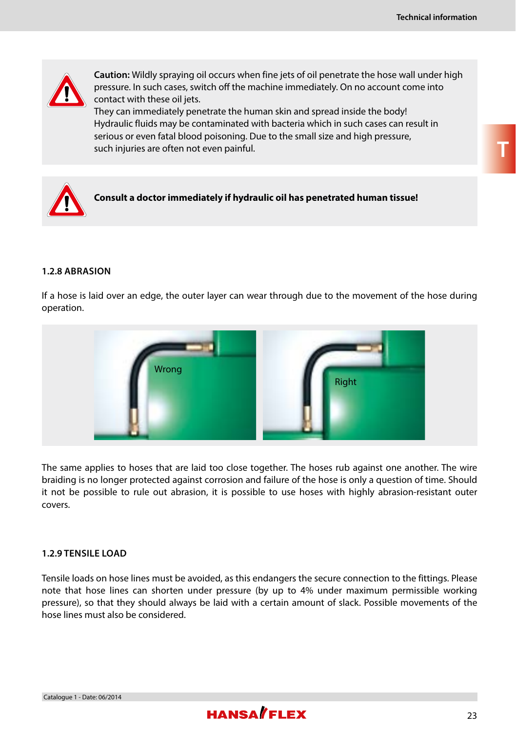**Caution:** Wildly spraying oil occurs when fine jets of oil penetrate the hose wall under high pressure. In such cases, switch off the machine immediately. On no account come into contact with these oil jets.
They can immediately penetrate the human skin and spread inside the body!
Hydraulic fluids may be contaminated with bacteria which in such cases can result in serious or even fatal blood poisoning. Due to the small size and high pressure, such injuries are often not even painful.

**Consult a doctor immediately if hydraulic oil has penetrated human tissue!**

### 1.2.8 ABRASION

If a hose is laid over an edge, the outer layer can wear through due to the movement of the hose during operation.

Wrong

Right

The same applies to hoses that are laid too close together. The hoses rub against one another. The wire braiding is no longer protected against corrosion and failure of the hose is only a question of time. Should it not be possible to rule out abrasion, it is possible to use hoses with highly abrasion-resistant outer covers.

### 1.2.9 TENSILE LOAD

Tensile loads on hose lines must be avoided, as this endangers the secure connection to the fittings. Please note that hose lines can shorten under pressure (by up to 4% under maximum permissible working pressure), so that they should always be laid with a certain amount of slack. Possible movements of the hose lines must also be considered.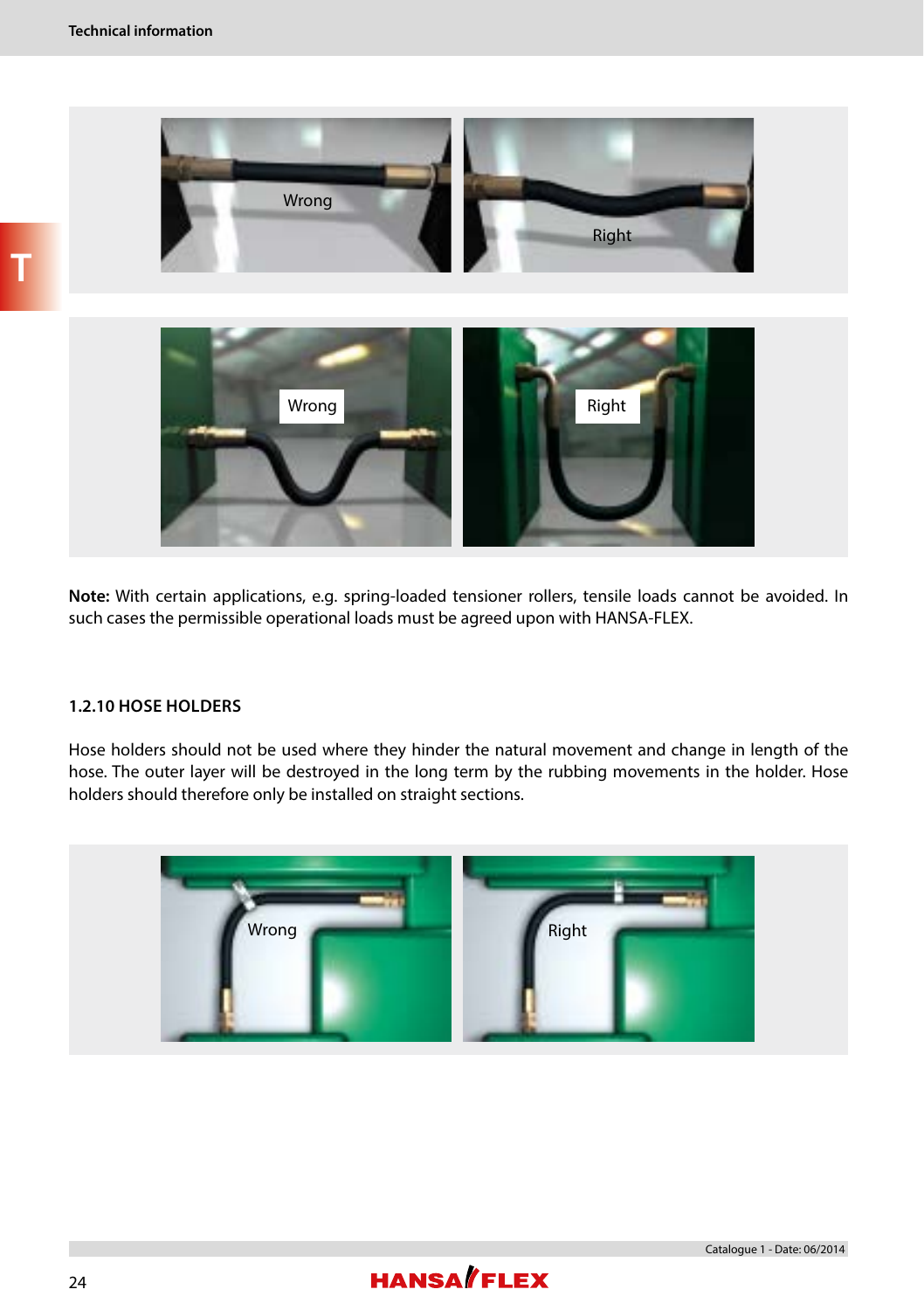**Note:** With certain applications, e.g. spring-loaded tensioner rollers, tensile loads cannot be avoided. In such cases the permissible operational loads must be agreed upon with HANSA-FLEX.

### 1.2.10 HOSE HOLDERS

Hose holders should not be used where they hinder the natural movement and change in length of the hose. The outer layer will be destroyed in the long term by the rubbing movements in the holder. Hose holders should therefore only be installed on straight sections.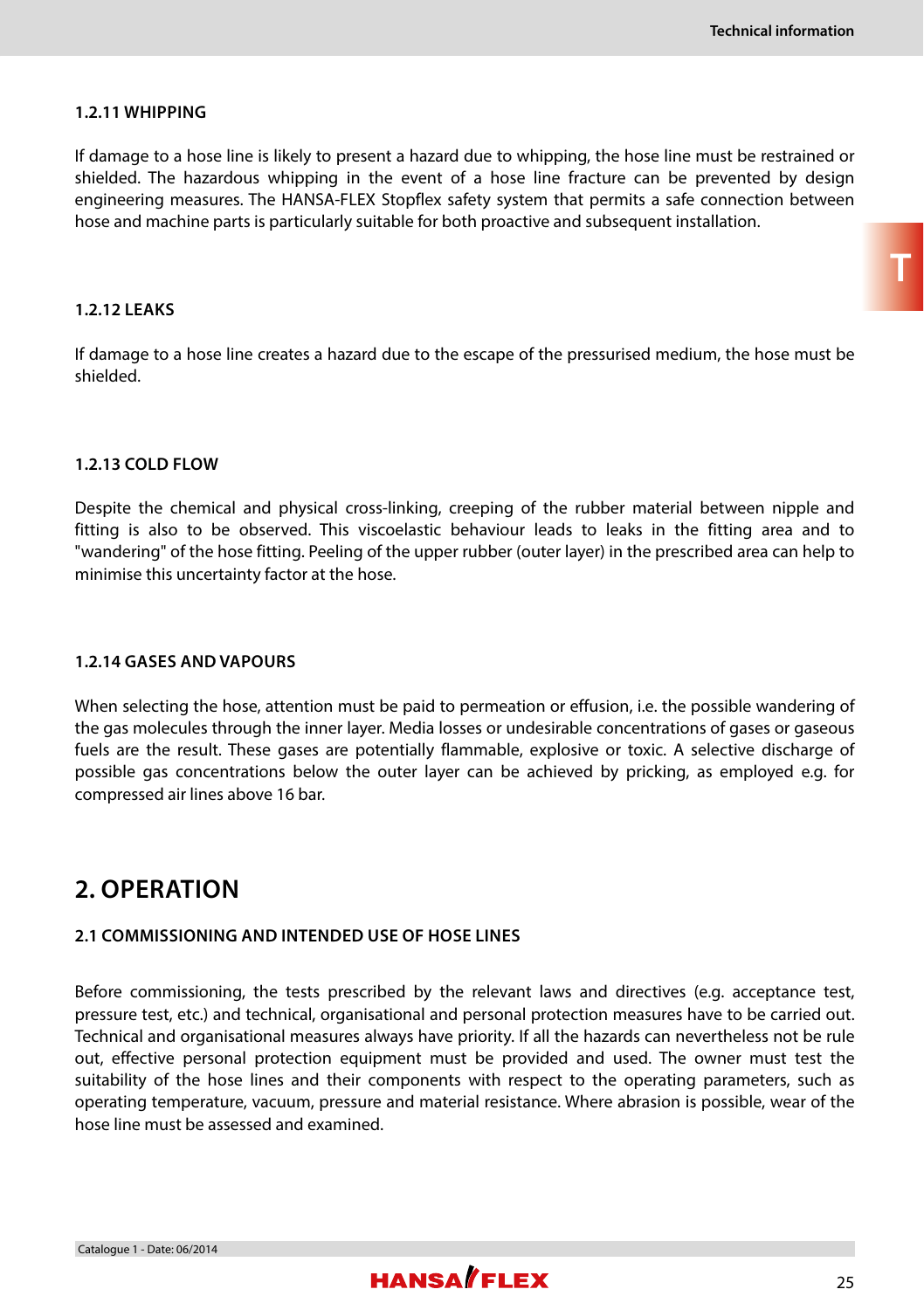### 1.2.11 WHIPPING

If damage to a hose line is likely to present a hazard due to whipping, the hose line must be restrained or shielded. The hazardous whipping in the event of a hose line fracture can be prevented by design engineering measures. The HANSA-FLEX Stopflex safety system that permits a safe connection between hose and machine parts is particularly suitable for both proactive and subsequent installation.

### 1.2.12 LEAKS

If damage to a hose line creates a hazard due to the escape of the pressurised medium, the hose must be shielded.

### 1.2.13 COLD FLOW

Despite the chemical and physical cross-linking, creeping of the rubber material between nipple and fitting is also to be observed. This viscoelastic behaviour leads to leaks in the fitting area and to "wandering" of the hose fitting. Peeling of the upper rubber (outer layer) in the prescribed area can help to minimise this uncertainty factor at the hose.

### 1.2.14 GASES AND VAPOURS

When selecting the hose, attention must be paid to permeation or effusion, i.e. the possible wandering of the gas molecules through the inner layer. Media losses or undesirable concentrations of gases or gaseous fuels are the result. These gases are potentially flammable, explosive or toxic. A selective discharge of possible gas concentrations below the outer layer can be achieved by pricking, as employed e.g. for compressed air lines above 16 bar.

## 2. OPERATION

### 2.1 COMMISSIONING AND INTENDED USE OF HOSE LINES

Before commissioning, the tests prescribed by the relevant laws and directives (e.g. acceptance test, pressure test, etc.) and technical, organisational and personal protection measures have to be carried out. Technical and organisational measures always have priority. If all the hazards can nevertheless not be rule out, effective personal protection equipment must be provided and used. The owner must test the suitability of the hose lines and their components with respect to the operating parameters, such as operating temperature, vacuum, pressure and material resistance. Where abrasion is possible, wear of the hose line must be assessed and examined.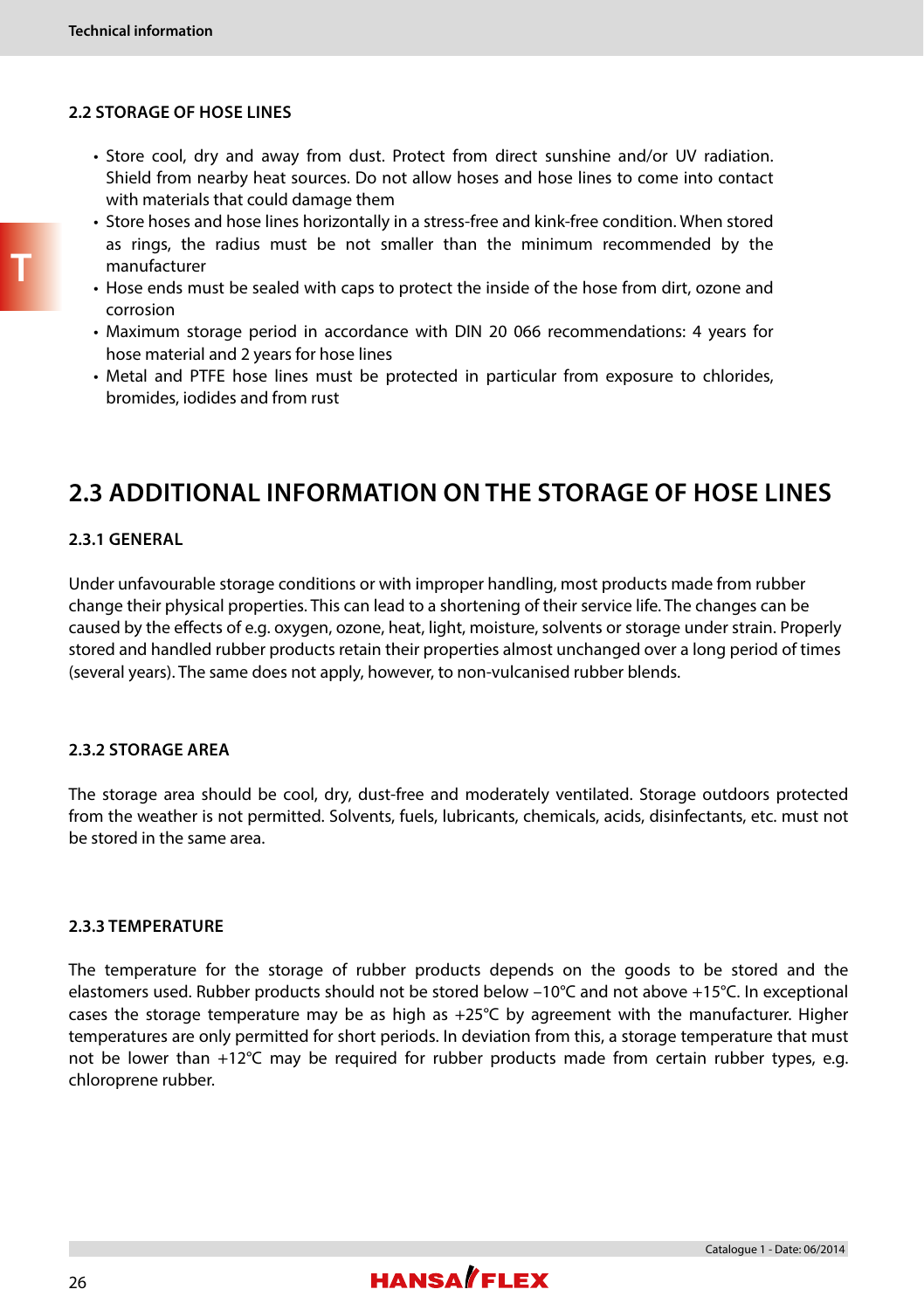### 2.2 STORAGE OF HOSE LINES

- Store cool, dry and away from dust. Protect from direct sunshine and/or UV radiation. Shield from nearby heat sources. Do not allow hoses and hose lines to come into contact with materials that could damage them
- Store hoses and hose lines horizontally in a stress-free and kink-free condition. When stored as rings, the radius must be not smaller than the minimum recommended by the manufacturer
- Hose ends must be sealed with caps to protect the inside of the hose from dirt, ozone and corrosion
- Maximum storage period in accordance with DIN 20 066 recommendations: 4 years for hose material and 2 years for hose lines
- Metal and PTFE hose lines must be protected in particular from exposure to chlorides, bromides, iodides and from rust

## 2.3 ADDITIONAL INFORMATION ON THE STORAGE OF HOSE LINES

### 2.3.1 GENERAL

Under unfavourable storage conditions or with improper handling, most products made from rubber change their physical properties. This can lead to a shortening of their service life. The changes can be caused by the effects of e.g. oxygen, ozone, heat, light, moisture, solvents or storage under strain. Properly stored and handled rubber products retain their properties almost unchanged over a long period of times (several years). The same does not apply, however, to non-vulcanised rubber blends.

### 2.3.2 STORAGE AREA

The storage area should be cool, dry, dust-free and moderately ventilated. Storage outdoors protected from the weather is not permitted. Solvents, fuels, lubricants, chemicals, acids, disinfectants, etc. must not be stored in the same area.

### 2.3.3 TEMPERATURE

The temperature for the storage of rubber products depends on the goods to be stored and the elastomers used. Rubber products should not be stored below –10°C and not above +15°C. In exceptional cases the storage temperature may be as high as +25°C by agreement with the manufacturer. Higher temperatures are only permitted for short periods. In deviation from this, a storage temperature that must not be lower than +12°C may be required for rubber products made from certain rubber types, e.g. chloroprene rubber.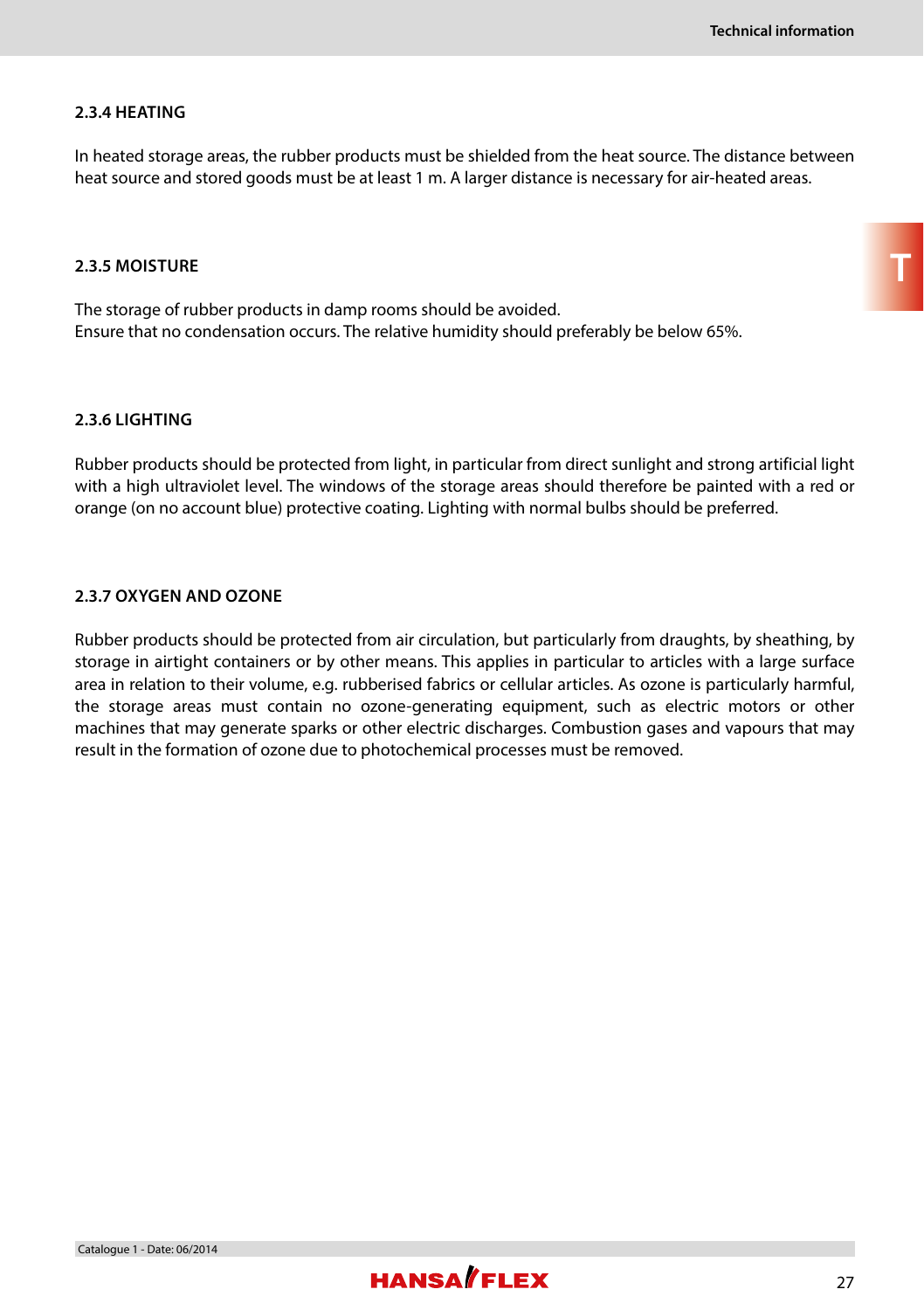### 2.3.4 HEATING

In heated storage areas, the rubber products must be shielded from the heat source. The distance between heat source and stored goods must be at least 1 m. A larger distance is necessary for air-heated areas.

### 2.3.5 MOISTURE

The storage of rubber products in damp rooms should be avoided.
Ensure that no condensation occurs. The relative humidity should preferably be below 65%.

### 2.3.6 LIGHTING

Rubber products should be protected from light, in particular from direct sunlight and strong artificial light with a high ultraviolet level. The windows of the storage areas should therefore be painted with a red or orange (on no account blue) protective coating. Lighting with normal bulbs should be preferred.

### 2.3.7 OXYGEN AND OZONE

Rubber products should be protected from air circulation, but particularly from draughts, by sheathing, by storage in airtight containers or by other means. This applies in particular to articles with a large surface area in relation to their volume, e.g. rubberised fabrics or cellular articles. As ozone is particularly harmful, the storage areas must contain no ozone-generating equipment, such as electric motors or other machines that may generate sparks or other electric discharges. Combustion gases and vapours that may result in the formation of ozone due to photochemical processes must be removed.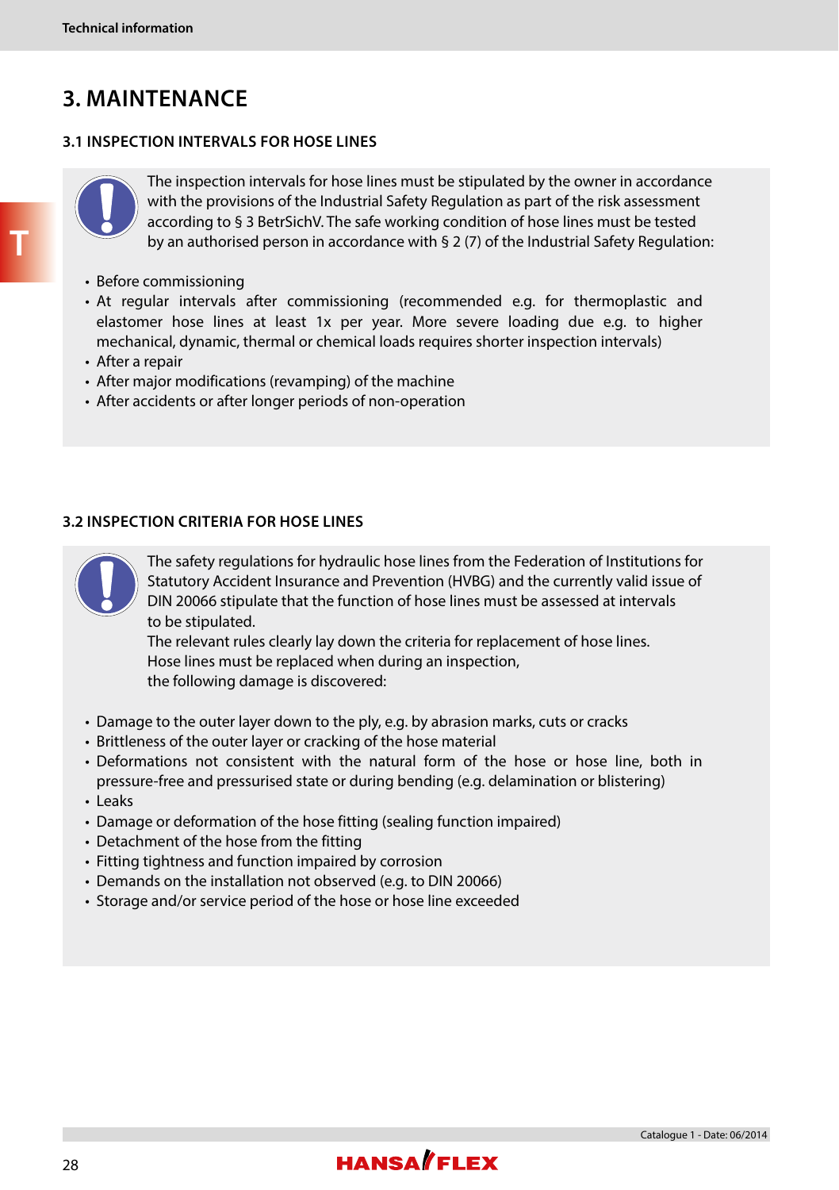# 3. MAINTENANCE

## 3.1 INSPECTION INTERVALS FOR HOSE LINES

The inspection intervals for hose lines must be stipulated by the owner in accordance with the provisions of the Industrial Safety Regulation as part of the risk assessment according to § 3 BetrSichV. The safe working condition of hose lines must be tested by an authorised person in accordance with § 2 (7) of the Industrial Safety Regulation:

- Before commissioning
- At regular intervals after commissioning (recommended e.g. for thermoplastic and elastomer hose lines at least 1x per year. More severe loading due e.g. to higher mechanical, dynamic, thermal or chemical loads requires shorter inspection intervals)
- After a repair
- After major modifications (revamping) of the machine
- After accidents or after longer periods of non-operation

## 3.2 INSPECTION CRITERIA FOR HOSE LINES

The safety regulations for hydraulic hose lines from the Federation of Institutions for Statutory Accident Insurance and Prevention (HVBG) and the currently valid issue of DIN 20066 stipulate that the function of hose lines must be assessed at intervals to be stipulated.
The relevant rules clearly lay down the criteria for replacement of hose lines.
Hose lines must be replaced when during an inspection, the following damage is discovered:

- Damage to the outer layer down to the ply, e.g. by abrasion marks, cuts or cracks
- Brittleness of the outer layer or cracking of the hose material
- Deformations not consistent with the natural form of the hose or hose line, both in pressure-free and pressurised state or during bending (e.g. delamination or blistering)
- Leaks
- Damage or deformation of the hose fitting (sealing function impaired)
- Detachment of the hose from the fitting
- Fitting tightness and function impaired by corrosion
- Demands on the installation not observed (e.g. to DIN 20066)
- Storage and/or service period of the hose or hose line exceeded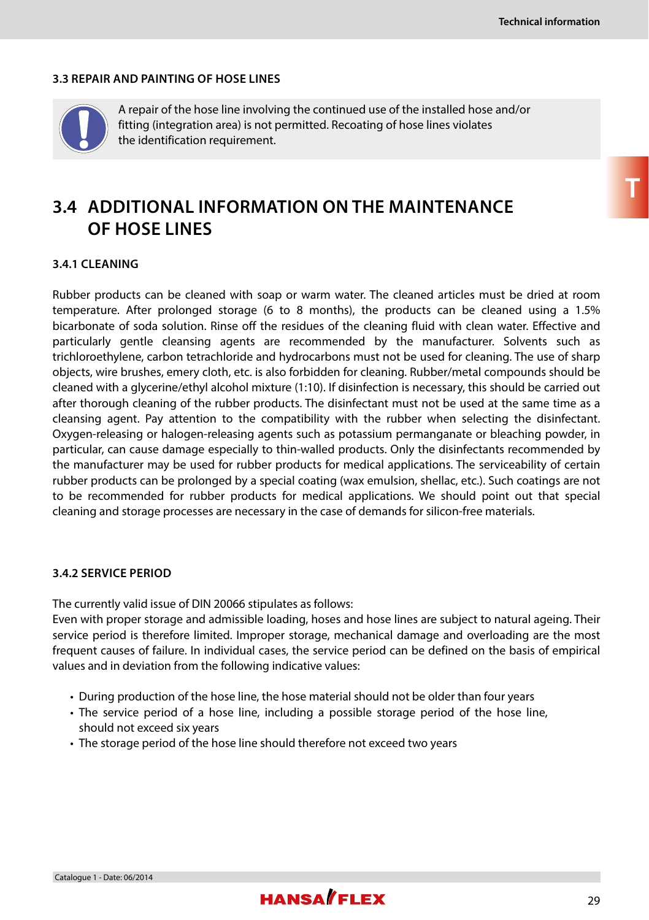### 3.3 REPAIR AND PAINTING OF HOSE LINES

A repair of the hose line involving the continued use of the installed hose and/or fitting (integration area) is not permitted. Recoating of hose lines violates the identification requirement.

## 3.4 ADDITIONAL INFORMATION ON THE MAINTENANCE OF HOSE LINES

### 3.4.1 CLEANING

Rubber products can be cleaned with soap or warm water. The cleaned articles must be dried at room temperature. After prolonged storage (6 to 8 months), the products can be cleaned using a 1.5% bicarbonate of soda solution. Rinse off the residues of the cleaning fluid with clean water. Effective and particularly gentle cleansing agents are recommended by the manufacturer. Solvents such as trichloroethylene, carbon tetrachloride and hydrocarbons must not be used for cleaning. The use of sharp objects, wire brushes, emery cloth, etc. is also forbidden for cleaning. Rubber/metal compounds should be cleaned with a glycerine/ethyl alcohol mixture (1:10). If disinfection is necessary, this should be carried out after thorough cleaning of the rubber products. The disinfectant must not be used at the same time as a cleansing agent. Pay attention to the compatibility with the rubber when selecting the disinfectant. Oxygen-releasing or halogen-releasing agents such as potassium permanganate or bleaching powder, in particular, can cause damage especially to thin-walled products. Only the disinfectants recommended by the manufacturer may be used for rubber products for medical applications. The serviceability of certain rubber products can be prolonged by a special coating (wax emulsion, shellac, etc.). Such coatings are not to be recommended for rubber products for medical applications. We should point out that special cleaning and storage processes are necessary in the case of demands for silicon-free materials.

### 3.4.2 SERVICE PERIOD

The currently valid issue of DIN 20066 stipulates as follows:
Even with proper storage and admissible loading, hoses and hose lines are subject to natural ageing. Their service period is therefore limited. Improper storage, mechanical damage and overloading are the most frequent causes of failure. In individual cases, the service period can be defined on the basis of empirical values and in deviation from the following indicative values:

- During production of the hose line, the hose material should not be older than four years
- The service period of a hose line, including a possible storage period of the hose line, should not exceed six years
- The storage period of the hose line should therefore not exceed two years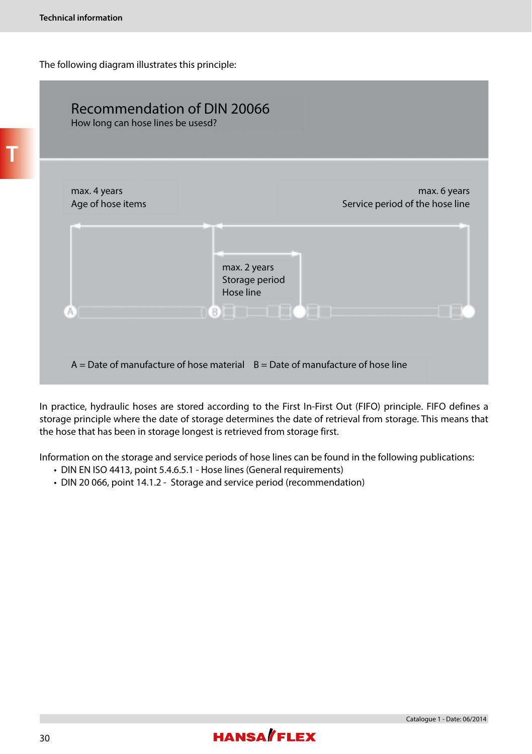The following diagram illustrates this principle:

Recommendation of DIN 20066
How long can hose lines be usesd?

max. 4 years
Age of hose items

max. 6 years
Service period of the hose line

max. 2 years
Storage period
Hose line

A = Date of manufacture of hose material    B = Date of manufacture of hose line

In practice, hydraulic hoses are stored according to the First In-First Out (FIFO) principle. FIFO defines a storage principle where the date of storage determines the date of retrieval from storage. This means that the hose that has been in storage longest is retrieved from storage first.

Information on the storage and service periods of hose lines can be found in the following publications:

- DIN EN ISO 4413, point 5.4.6.5.1 - Hose lines (General requirements)
- DIN 20 066, point 14.1.2 - Storage and service period (recommendation)